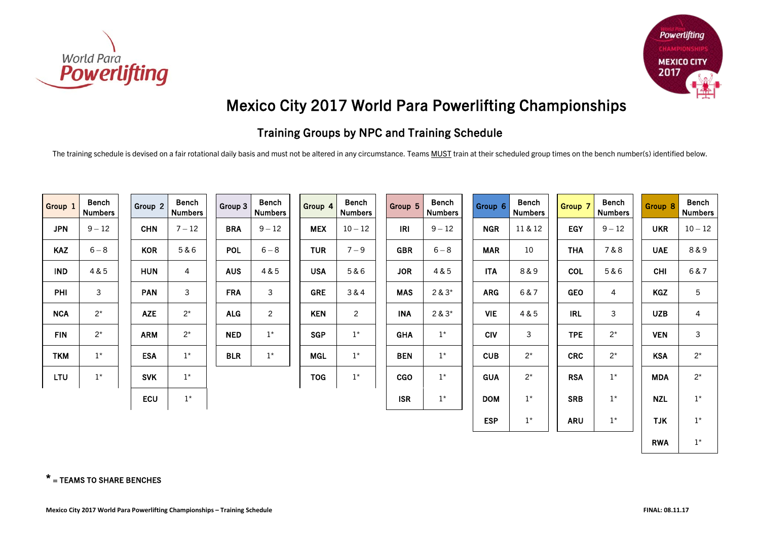# Mexico City 2017 World Para Powerlifting Championships

## Training Groups by NPC and Training Schedule

The training schedule is devised on a fair rotational daily basis and must not be altered in any circumstance. Teams MUST train at their scheduled group times on the bench number(s) identified below.

| Group 1 | Bench Numbers |
|---|---|
| JPN | 9 – 12 |
| KAZ | 6 – 8 |
| IND | 4 & 5 |
| PHI | 3 |
| NCA | 2* |
| FIN | 2* |
| TKM | 1* |
| LTU | 1* |

| Group 2 | Bench Numbers |
|---|---|
| CHN | 7 – 12 |
| KOR | 5 & 6 |
| HUN | 4 |
| PAN | 3 |
| AZE | 2* |
| ARM | 2* |
| ESA | 1* |
| SVK | 1* |
| ECU | 1* |

| Group 3 | Bench Numbers |
|---|---|
| BRA | 9 – 12 |
| POL | 6 – 8 |
| AUS | 4 & 5 |
| FRA | 3 |
| ALG | 2 |
| NED | 1* |
| BLR | 1* |

| Group 4 | Bench Numbers |
|---|---|
| MEX | 10 – 12 |
| TUR | 7 – 9 |
| USA | 5 & 6 |
| GRE | 3 & 4 |
| KEN | 2 |
| SGP | 1* |
| MGL | 1* |
| TOG | 1* |

| Group 5 | Bench Numbers |
|---|---|
| IRI | 9 – 12 |
| GBR | 6 – 8 |
| JOR | 4 & 5 |
| MAS | 2 & 3* |
| INA | 2 & 3* |
| GHA | 1* |
| BEN | 1* |
| CGO | 1* |
| ISR | 1* |

| Group 6 | Bench Numbers |
|---|---|
| NGR | 11 & 12 |
| MAR | 10 |
| ITA | 8 & 9 |
| ARG | 6 & 7 |
| VIE | 4 & 5 |
| CIV | 3 |
| CUB | 2* |
| GUA | 2* |
| DOM | 1* |
| ESP | 1* |

| Group 7 | Bench Numbers |
|---|---|
| EGY | 9 – 12 |
| THA | 7 & 8 |
| COL | 5 & 6 |
| GEO | 4 |
| IRL | 3 |
| TPE | 2* |
| CRC | 2* |
| RSA | 1* |
| SRB | 1* |
| ARU | 1* |

| Group 8 | Bench Numbers |
|---|---|
| UKR | 10 – 12 |
| UAE | 8 & 9 |
| CHI | 6 & 7 |
| KGZ | 5 |
| UZB | 4 |
| VEN | 3 |
| KSA | 2* |
| MDA | 2* |
| NZL | 1* |
| TJK | 1* |
| RWA | 1* |

**\*** = TEAMS TO SHARE BENCHES

FINAL: 08.11.17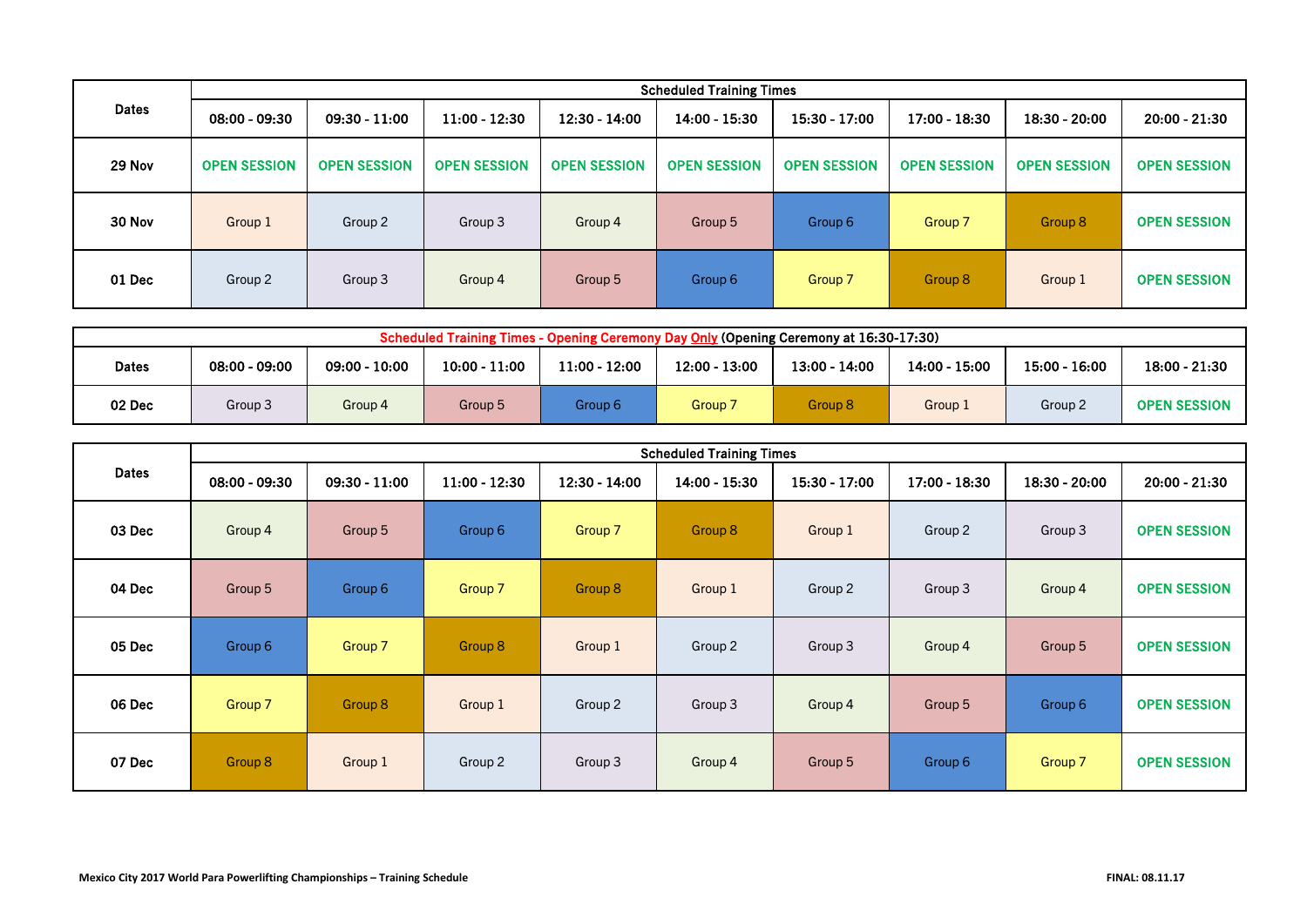| Dates | Scheduled Training Times | | | | | | | | |
|---|---|---|---|---|---|---|---|---|---|
| | 08:00 - 09:30 | 09:30 - 11:00 | 11:00 - 12:30 | 12:30 - 14:00 | 14:00 - 15:30 | 15:30 - 17:00 | 17:00 - 18:30 | 18:30 - 20:00 | 20:00 - 21:30 |
| 29 Nov | OPEN SESSION | OPEN SESSION | OPEN SESSION | OPEN SESSION | OPEN SESSION | OPEN SESSION | OPEN SESSION | OPEN SESSION | OPEN SESSION |
| 30 Nov | Group 1 | Group 2 | Group 3 | Group 4 | Group 5 | Group 6 | Group 7 | Group 8 | OPEN SESSION |
| 01 Dec | Group 2 | Group 3 | Group 4 | Group 5 | Group 6 | Group 7 | Group 8 | Group 1 | OPEN SESSION |

| Scheduled Training Times - Opening Ceremony Day Only (Opening Ceremony at 16:30-17:30) | | | | | | | | | |
|---|---|---|---|---|---|---|---|---|---|
| Dates | 08:00 - 09:00 | 09:00 - 10:00 | 10:00 - 11:00 | 11:00 - 12:00 | 12:00 - 13:00 | 13:00 - 14:00 | 14:00 - 15:00 | 15:00 - 16:00 | 18:00 - 21:30 |
| 02 Dec | Group 3 | Group 4 | Group 5 | Group 6 | Group 7 | Group 8 | Group 1 | Group 2 | OPEN SESSION |

| Dates | Scheduled Training Times | | | | | | | | |
|---|---|---|---|---|---|---|---|---|---|
| | 08:00 - 09:30 | 09:30 - 11:00 | 11:00 - 12:30 | 12:30 - 14:00 | 14:00 - 15:30 | 15:30 - 17:00 | 17:00 - 18:30 | 18:30 - 20:00 | 20:00 - 21:30 |
| 03 Dec | Group 4 | Group 5 | Group 6 | Group 7 | Group 8 | Group 1 | Group 2 | Group 3 | OPEN SESSION |
| 04 Dec | Group 5 | Group 6 | Group 7 | Group 8 | Group 1 | Group 2 | Group 3 | Group 4 | OPEN SESSION |
| 05 Dec | Group 6 | Group 7 | Group 8 | Group 1 | Group 2 | Group 3 | Group 4 | Group 5 | OPEN SESSION |
| 06 Dec | Group 7 | Group 8 | Group 1 | Group 2 | Group 3 | Group 4 | Group 5 | Group 6 | OPEN SESSION |
| 07 Dec | Group 8 | Group 1 | Group 2 | Group 3 | Group 4 | Group 5 | Group 6 | Group 7 | OPEN SESSION |

Mexico City 2017 World Para Powerlifting Championships – Training Schedule

FINAL: 08.11.17